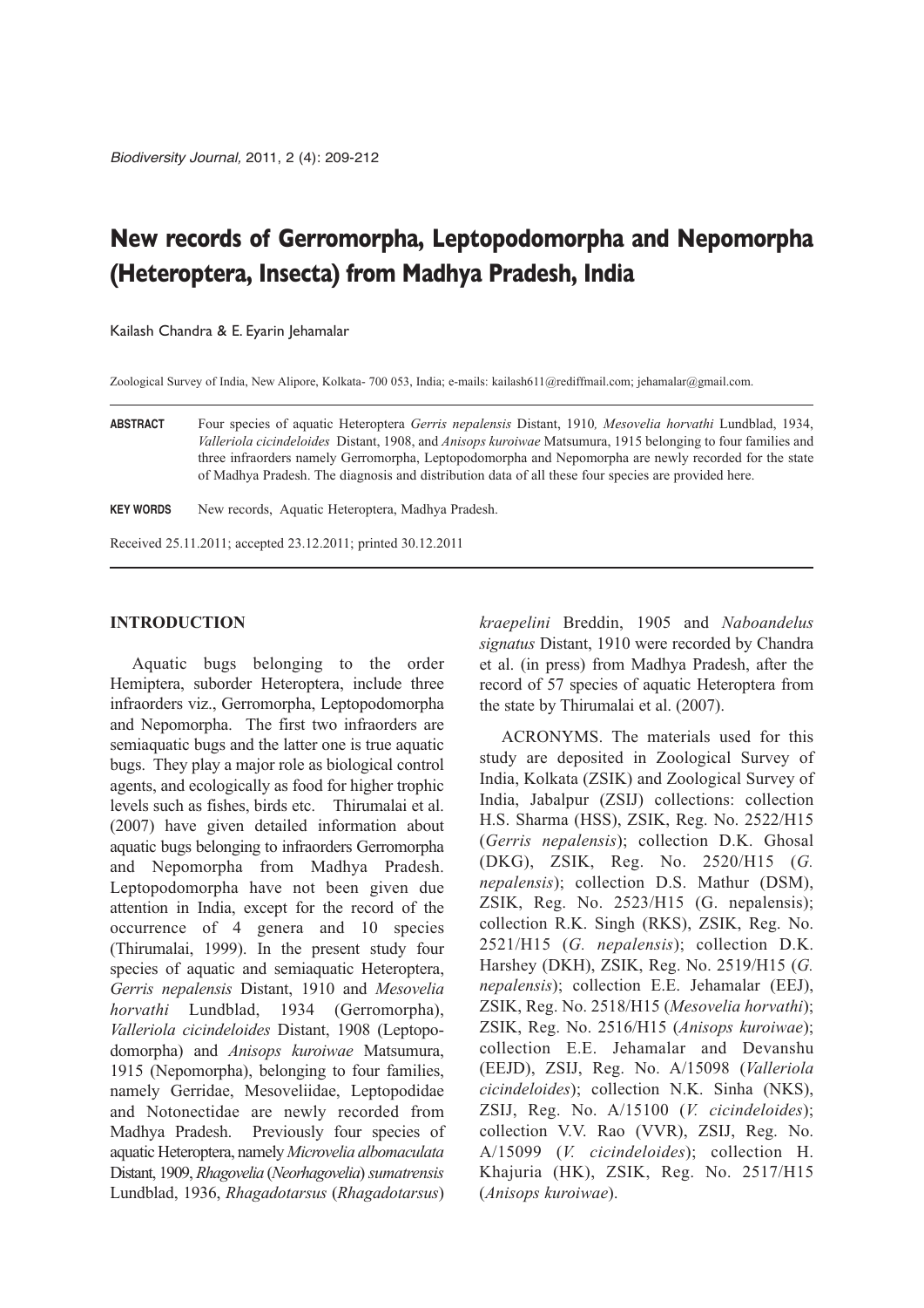# New records of Gerromorpha, Leptopodomorpha and Nepomorpha (Heteroptera, Insecta) from Madhya Pradesh, India

Kailash Chandra & E. Eyarin Jehamalar

Zoological Survey of India, New Alipore, Kolkata- 700 053, India; e-mails: kailash611@rediffmail.com; jehamalar@gmail.com.

**ABSTRACT** Four species of aquatic Heteroptera *Gerris nepalensis* Distant, 1910*, Mesovelia horvathi* Lundblad, 1934, *Valleriola cicindeloides* Distant, 1908, and *Anisops kuroiwae* Matsumura, 1915 belonging to four families and three infraorders namely Gerromorpha, Leptopodomorpha and Nepomorpha are newly recorded for the state of Madhya Pradesh. The diagnosis and distribution data of all these four species are provided here.

**KEY WORDS** New records, Aquatic Heteroptera, Madhya Pradesh.

Received 25.11.2011; accepted 23.12.2011; printed 30.12.2011

## INTRODUCTION

Aquatic bugs belonging to the order Hemiptera, suborder Heteroptera, include three infraorders viz., Gerromorpha, Leptopodomorpha and Nepomorpha. The first two infraorders are semiaquatic bugs and the latter one is true aquatic bugs. They play a major role as biological control agents, and ecologically as food for higher trophic levels such as fishes, birds etc. Thirumalai et al. (2007) have given detailed information about aquatic bugs belonging to infraorders Gerromorpha and Nepomorpha from Madhya Pradesh. Leptopodomorpha have not been given due attention in India, except for the record of the occurrence of 4 genera and 10 species (Thirumalai, 1999). In the present study four species of aquatic and semiaquatic Heteroptera, *Gerris nepalensis* Distant, 1910 and *Mesovelia horvathi* Lundblad, 1934 (Gerromorpha), *Valleriola cicindeloides* Distant, 1908 (Leptopodomorpha) and *Anisops kuroiwae* Matsumura, 1915 (Nepomorpha), belonging to four families, namely Gerridae, Mesoveliidae, Leptopodidae and Notonectidae are newly recorded from Madhya Pradesh. Previously four species of aquatic Heteroptera, namely *Microvelia albomaculata* Distant, 1909, *Rhagovelia* (*Neorhagovelia*) *sumatrensis* Lundblad, 1936, *Rhagadotarsus* (*Rhagadotarsus*) *kraepelini* Breddin, 1905 and *Naboandelus signatus* Distant, 1910 were recorded by Chandra et al. (in press) from Madhya Pradesh, after the record of 57 species of aquatic Heteroptera from the state by Thirumalai et al. (2007).

ACRONYMS. The materials used for this study are deposited in Zoological Survey of India, Kolkata (ZSIK) and Zoological Survey of India, Jabalpur (ZSIJ) collections: collection H.S. Sharma (HSS), ZSIK, Reg. No. 2522/H15 (*Gerris nepalensis*); collection D.K. Ghosal (DKG), ZSIK, Reg. No. 2520/H15 (*G. nepalensis*); collection D.S. Mathur (DSM), ZSIK, Reg. No. 2523/H15 (G. nepalensis); collection R.K. Singh (RKS), ZSIK, Reg. No. 2521/H15 (*G. nepalensis*); collection D.K. Harshey (DKH), ZSIK, Reg. No. 2519/H15 (*G. nepalensis*); collection E.E. Jehamalar (EEJ), ZSIK, Reg. No. 2518/H15 (*Mesovelia horvathi*); ZSIK, Reg. No. 2516/H15 (*Anisops kuroiwae*); collection E.E. Jehamalar and Devanshu (EEJD), ZSIJ, Reg. No. A/15098 (*Valleriola cicindeloides*); collection N.K. Sinha (NKS), ZSIJ, Reg. No. A/15100 (*V. cicindeloides*); collection V.V. Rao (VVR), ZSIJ, Reg. No. A/15099 (*V. cicindeloides*); collection H. Khajuria (HK), ZSIK, Reg. No. 2517/H15 (*Anisops kuroiwae*).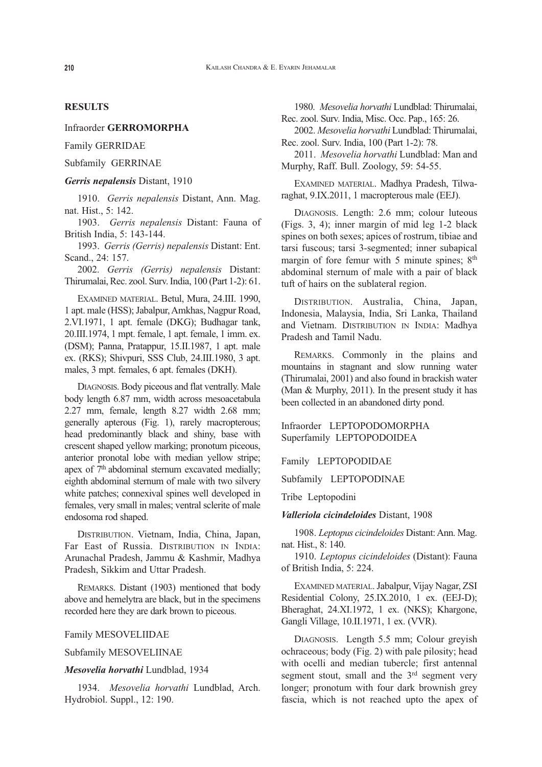## RESULTS

Infraorder **GERROMORPHA**

Family GERRIDAE

Subfamily GERRINAE

***Gerris nepalensis*** Distant, 1910

1910. *Gerris nepalensis* Distant, Ann. Mag. nat. Hist., 5: 142.

1903. *Gerris nepalensis* Distant: Fauna of British India, 5: 143-144.

1993. *Gerris (Gerris) nepalensis* Distant: Ent. Scand., 24: 157.

2002. *Gerris (Gerris) nepalensis* Distant: Thirumalai, Rec. zool. Surv. India, 100 (Part 1-2): 61.

EXAMINED MATERIAL. Betul, Mura, 24.III. 1990, 1 apt. male (HSS); Jabalpur, Amkhas, Nagpur Road, 2.VI.1971, 1 apt. female (DKG); Budhagar tank, 20.III.1974, 1 mpt. female, 1 apt. female, 1 imm. ex. (DSM); Panna, Pratappur, 15.II.1987, 1 apt. male ex. (RKS); Shivpuri, SSS Club, 24.III.1980, 3 apt. males, 3 mpt. females, 6 apt. females (DKH).

DIAGNOSIS. Body piceous and flat ventrally. Male body length 6.87 mm, width across mesoacetabula 2.27 mm, female, length 8.27 width 2.68 mm; generally apterous (Fig. 1), rarely macropterous; head predominantly black and shiny, base with crescent shaped yellow marking; pronotum piceous, anterior pronotal lobe with median yellow stripe; apex of 7th abdominal sternum excavated medially; eighth abdominal sternum of male with two silvery white patches; connexival spines well developed in females, very small in males; ventral sclerite of male endosoma rod shaped.

DISTRIBUTION. Vietnam, India, China, Japan, Far East of Russia. DISTRIBUTION IN INDIA: Arunachal Pradesh, Jammu & Kashmir, Madhya Pradesh, Sikkim and Uttar Pradesh.

REMARKS. Distant (1903) mentioned that body above and hemelytra are black, but in the specimens recorded here they are dark brown to piceous.

Family MESOVELIIDAE

Subfamily MESOVELIINAE

***Mesovelia horvathi*** Lundblad, 1934

1934. *Mesovelia horvathi* Lundblad, Arch. Hydrobiol. Suppl., 12: 190.

1980. *Mesovelia horvathi* Lundblad: Thirumalai, Rec. zool. Surv. India, Misc. Occ. Pap., 165: 26.

2002. *Mesovelia horvathi* Lundblad: Thirumalai, Rec. zool. Surv. India, 100 (Part 1-2): 78.

2011. *Mesovelia horvathi* Lundblad: Man and Murphy, Raff. Bull. Zoology, 59: 54-55.

EXAMINED MATERIAL. Madhya Pradesh, Tilwaraghat, 9.IX.2011, 1 macropterous male (EEJ).

DIAGNOSIS. Length: 2.6 mm; colour luteous (Figs. 3, 4); inner margin of mid leg 1-2 black spines on both sexes; apices of rostrum, tibiae and tarsi fuscous; tarsi 3-segmented; inner subapical margin of fore femur with 5 minute spines; 8th abdominal sternum of male with a pair of black tuft of hairs on the sublateral region.

DISTRIBUTION. Australia, China, Japan, Indonesia, Malaysia, India, Sri Lanka, Thailand and Vietnam. DISTRIBUTION IN INDIA: Madhya Pradesh and Tamil Nadu.

REMARKS. Commonly in the plains and mountains in stagnant and slow running water (Thirumalai, 2001) and also found in brackish water (Man & Murphy, 2011). In the present study it has been collected in an abandoned dirty pond.

Infraorder LEPTOPODOMORPHA
Superfamily LEPTOPODOIDEA

Family LEPTOPODIDAE

Subfamily LEPTOPODINAE

Tribe Leptopodini

***Valleriola cicindeloides*** Distant, 1908

1908. *Leptopus cicindeloides* Distant: Ann. Mag. nat. Hist., 8: 140.

1910. *Leptopus cicindeloides* (Distant): Fauna of British India, 5: 224.

EXAMINED MATERIAL. Jabalpur, Vijay Nagar, ZSI Residential Colony, 25.IX.2010, 1 ex. (EEJ-D); Bheraghat, 24.XI.1972, 1 ex. (NKS); Khargone, Gangli Village, 10.II.1971, 1 ex. (VVR).

DIAGNOSIS. Length 5.5 mm; Colour greyish ochraceous; body (Fig. 2) with pale pilosity; head with ocelli and median tubercle; first antennal segment stout, small and the 3rd segment very longer; pronotum with four dark brownish grey fascia, which is not reached upto the apex of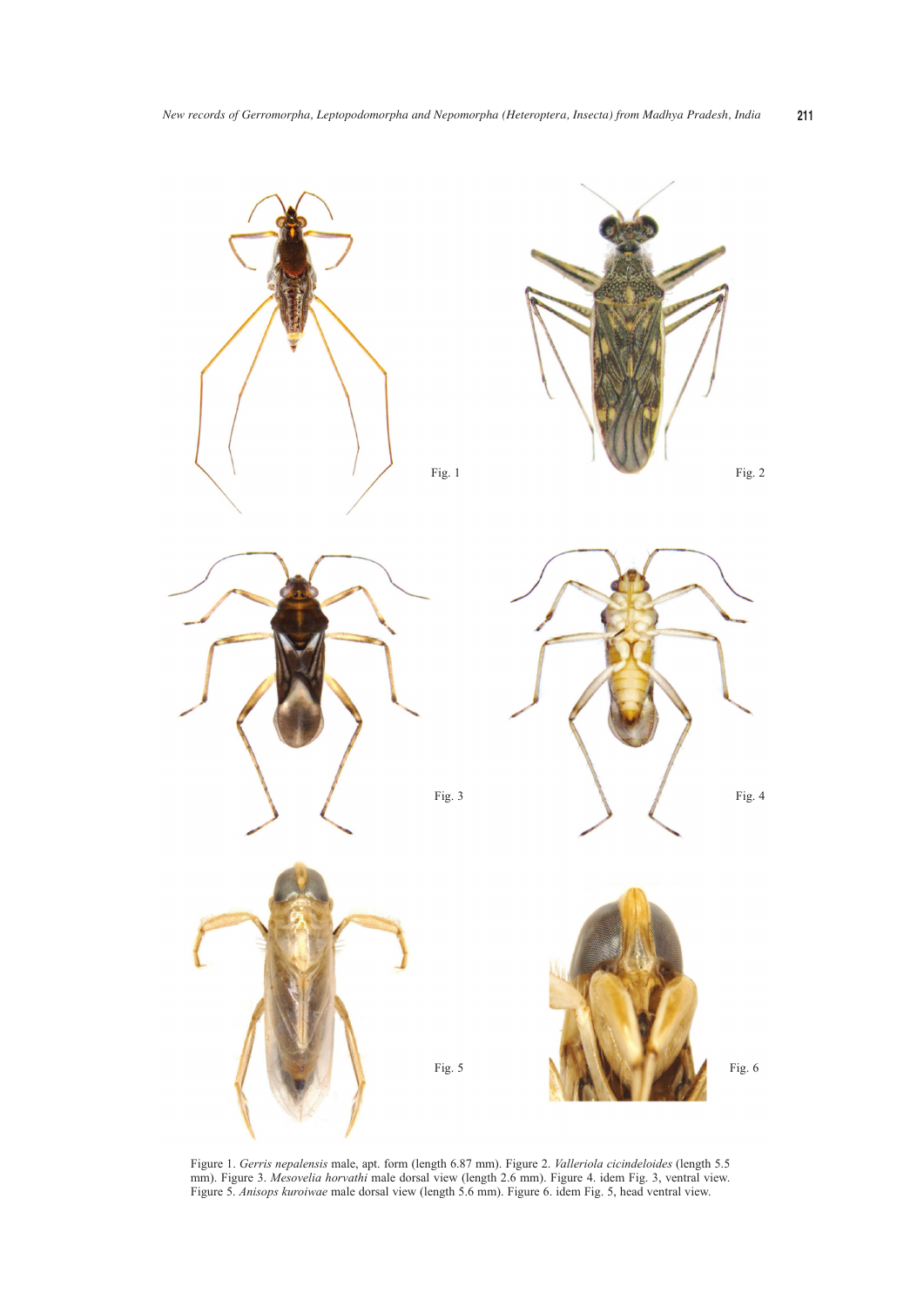Fig. 1

Fig. 2

Fig. 3

Fig. 4

Fig. 5

Fig. 6

Figure 1. *Gerris nepalensis* male, apt. form (length 6.87 mm). Figure 2. *Valleriola cicindeloides* (length 5.5 mm). Figure 3. *Mesovelia horvathi* male dorsal view (length 2.6 mm). Figure 4. idem Fig. 3, ventral view. Figure 5. *Anisops kuroiwae* male dorsal view (length 5.6 mm). Figure 6. idem Fig. 5, head ventral view.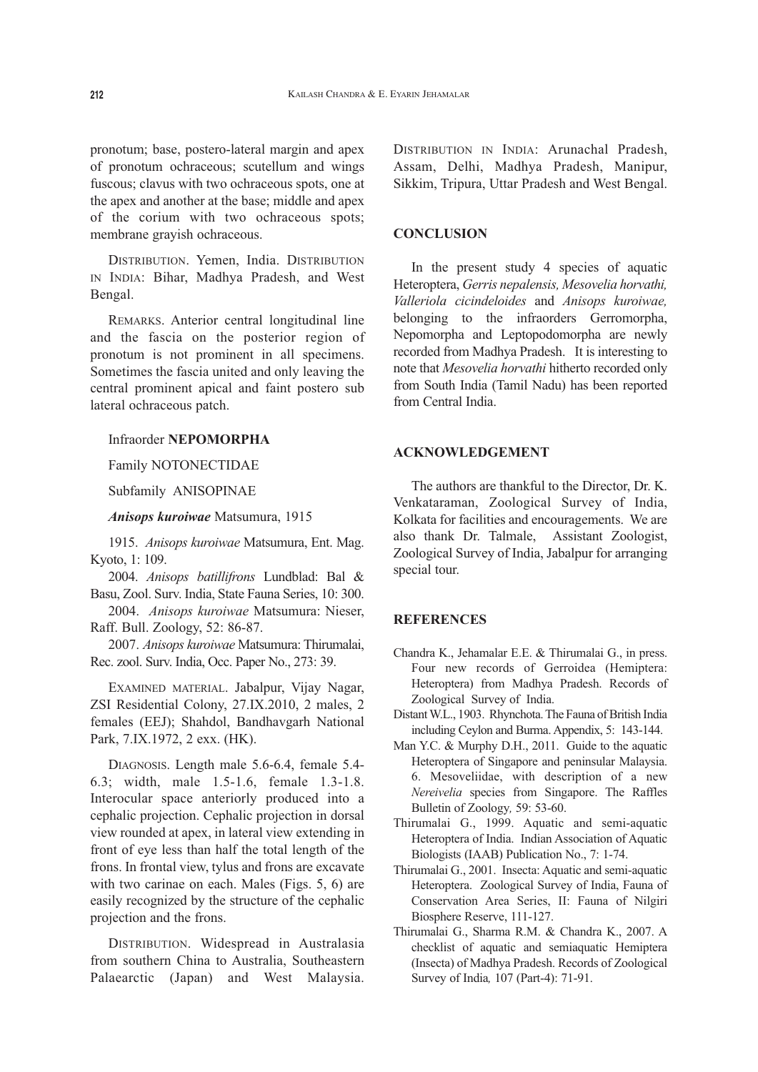pronotum; base, postero-lateral margin and apex of pronotum ochraceous; scutellum and wings fuscous; clavus with two ochraceous spots, one at the apex and another at the base; middle and apex of the corium with two ochraceous spots; membrane grayish ochraceous.

DISTRIBUTION. Yemen, India. DISTRIBUTION IN INDIA: Bihar, Madhya Pradesh, and West Bengal.

REMARKS. Anterior central longitudinal line and the fascia on the posterior region of pronotum is not prominent in all specimens. Sometimes the fascia united and only leaving the central prominent apical and faint postero sub lateral ochraceous patch.

Infraorder **NEPOMORPHA**

Family NOTONECTIDAE

Subfamily ANISOPINAE

***Anisops kuroiwae*** Matsumura, 1915

1915. *Anisops kuroiwae* Matsumura, Ent. Mag. Kyoto, 1: 109.

2004. *Anisops batillifrons* Lundblad: Bal & Basu, Zool. Surv. India, State Fauna Series, 10: 300.

2004. *Anisops kuroiwae* Matsumura: Nieser, Raff. Bull. Zoology, 52: 86-87.

2007. *Anisops kuroiwae* Matsumura: Thirumalai, Rec. zool. Surv. India, Occ. Paper No., 273: 39.

EXAMINED MATERIAL. Jabalpur, Vijay Nagar, ZSI Residential Colony, 27.IX.2010, 2 males, 2 females (EEJ); Shahdol, Bandhavgarh National Park, 7.IX.1972, 2 exx. (HK).

DIAGNOSIS. Length male 5.6-6.4, female 5.4-6.3; width, male 1.5-1.6, female 1.3-1.8. Interocular space anteriorly produced into a cephalic projection. Cephalic projection in dorsal view rounded at apex, in lateral view extending in front of eye less than half the total length of the frons. In frontal view, tylus and frons are excavate with two carinae on each. Males (Figs. 5, 6) are easily recognized by the structure of the cephalic projection and the frons.

DISTRIBUTION. Widespread in Australasia from southern China to Australia, Southeastern Palaearctic (Japan) and West Malaysia. DISTRIBUTION IN INDIA: Arunachal Pradesh, Assam, Delhi, Madhya Pradesh, Manipur, Sikkim, Tripura, Uttar Pradesh and West Bengal.

## CONCLUSION

In the present study 4 species of aquatic Heteroptera, *Gerris nepalensis, Mesovelia horvathi, Valleriola cicindeloides* and *Anisops kuroiwae,* belonging to the infraorders Gerromorpha, Nepomorpha and Leptopodomorpha are newly recorded from Madhya Pradesh. It is interesting to note that *Mesovelia horvathi* hitherto recorded only from South India (Tamil Nadu) has been reported from Central India.

## ACKNOWLEDGEMENT

The authors are thankful to the Director, Dr. K. Venkataraman, Zoological Survey of India, Kolkata for facilities and encouragements. We are also thank Dr. Talmale, Assistant Zoologist, Zoological Survey of India, Jabalpur for arranging special tour.

## REFERENCES

Chandra K., Jehamalar E.E. & Thirumalai G., in press. Four new records of Gerroidea (Hemiptera: Heteroptera) from Madhya Pradesh. Records of Zoological Survey of India.

Distant W.L., 1903. Rhynchota. The Fauna of British India including Ceylon and Burma. Appendix, 5: 143-144.

Man Y.C. & Murphy D.H., 2011. Guide to the aquatic Heteroptera of Singapore and peninsular Malaysia. 6. Mesoveliidae, with description of a new *Nereivelia* species from Singapore. The Raffles Bulletin of Zoology*,* 59: 53-60.

Thirumalai G., 1999. Aquatic and semi-aquatic Heteroptera of India. Indian Association of Aquatic Biologists (IAAB) Publication No., 7: 1-74.

Thirumalai G., 2001. Insecta: Aquatic and semi-aquatic Heteroptera. Zoological Survey of India, Fauna of Conservation Area Series, II: Fauna of Nilgiri Biosphere Reserve, 111-127.

Thirumalai G., Sharma R.M. & Chandra K., 2007. A checklist of aquatic and semiaquatic Hemiptera (Insecta) of Madhya Pradesh. Records of Zoological Survey of India*,* 107 (Part-4): 71-91.